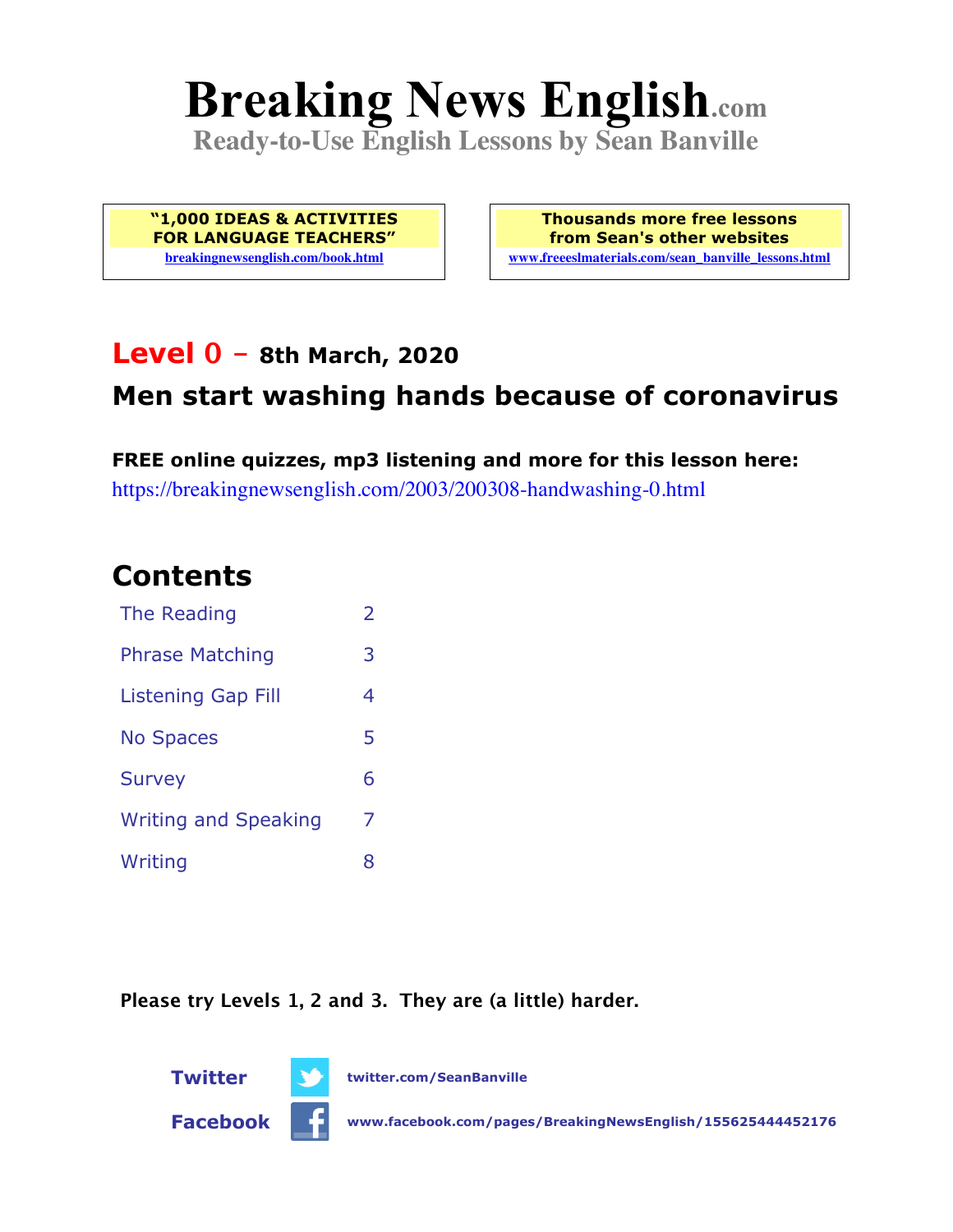# Breaking News English.com

**Ready-to-Use English Lessons by Sean Banville**

**"1,000 IDEAS & ACTIVITIES FOR LANGUAGE TEACHERS"**
breakingnewsenglish.com/book.html

**Thousands more free lessons from Sean's other websites**
www.freeeslmaterials.com/sean_banville_lessons.html

## Level 0 – 8th March, 2020

## Men start washing hands because of coronavirus

**FREE online quizzes, mp3 listening and more for this lesson here:**
https://breakingnewsenglish.com/2003/200308-handwashing-0.html

## Contents

| | |
|---|---|
| The Reading | 2 |
| Phrase Matching | 3 |
| Listening Gap Fill | 4 |
| No Spaces | 5 |
| Survey | 6 |
| Writing and Speaking | 7 |
| Writing | 8 |

**Please try Levels 1, 2 and 3. They are (a little) harder.**

**Twitter** twitter.com/SeanBanville

**Facebook** www.facebook.com/pages/BreakingNewsEnglish/155625444452176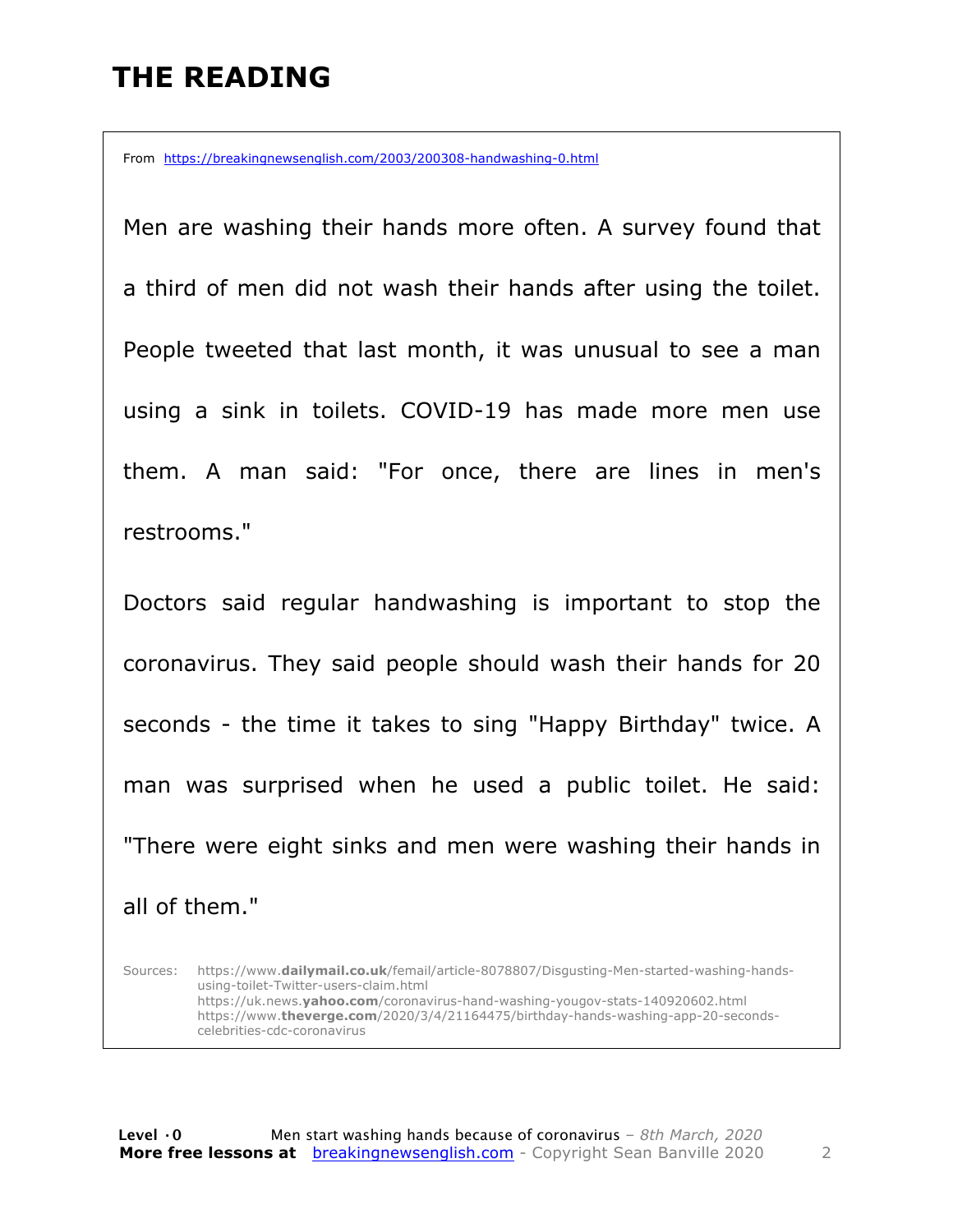# THE READING

From https://breakingnewsenglish.com/2003/200308-handwashing-0.html

Men are washing their hands more often. A survey found that a third of men did not wash their hands after using the toilet. People tweeted that last month, it was unusual to see a man using a sink in toilets. COVID-19 has made more men use them. A man said: "For once, there are lines in men's restrooms."

Doctors said regular handwashing is important to stop the coronavirus. They said people should wash their hands for 20 seconds - the time it takes to sing "Happy Birthday" twice. A man was surprised when he used a public toilet. He said: "There were eight sinks and men were washing their hands in all of them."

Sources:
https://www.dailymail.co.uk/femail/article-8078807/Disgusting-Men-started-washing-hands-using-toilet-Twitter-users-claim.html
https://uk.news.yahoo.com/coronavirus-hand-washing-yougov-stats-140920602.html
https://www.theverge.com/2020/3/4/21164475/birthday-hands-washing-app-20-seconds-celebrities-cdc-coronavirus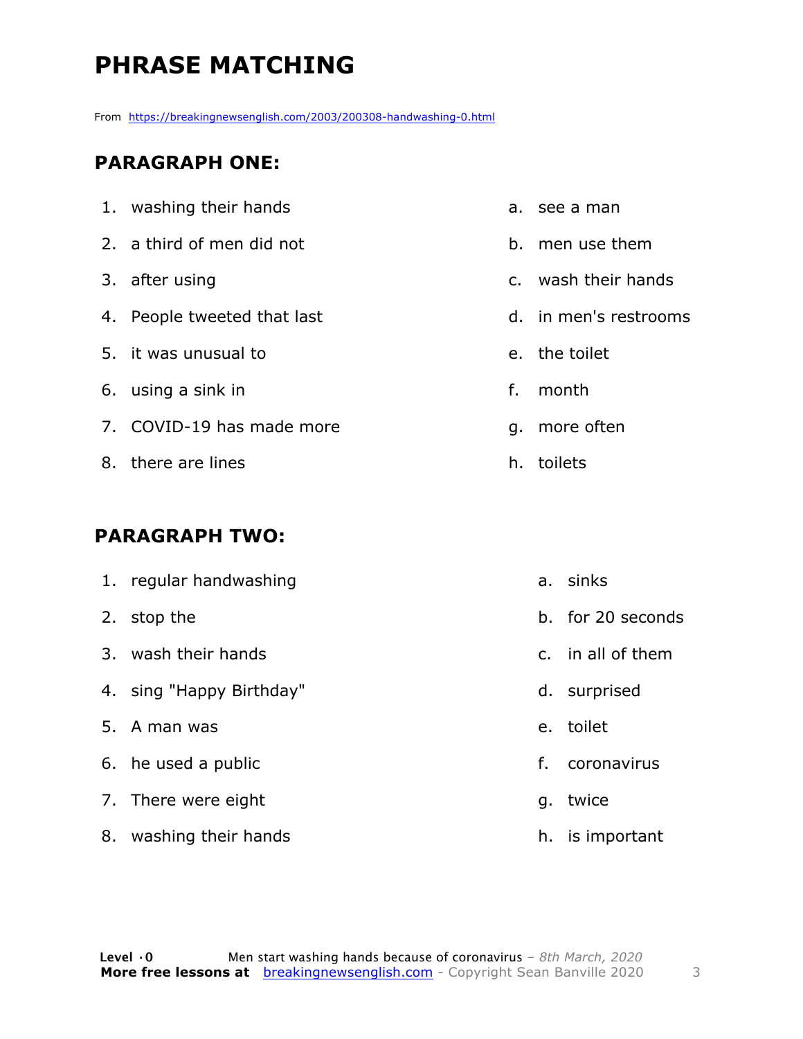# PHRASE MATCHING

From https://breakingnewsenglish.com/2003/200308-handwashing-0.html

## PARAGRAPH ONE:

| | |
|---|---|
| 1. washing their hands | a. see a man |
| 2. a third of men did not | b. men use them |
| 3. after using | c. wash their hands |
| 4. People tweeted that last | d. in men's restrooms |
| 5. it was unusual to | e. the toilet |
| 6. using a sink in | f. month |
| 7. COVID-19 has made more | g. more often |
| 8. there are lines | h. toilets |

## PARAGRAPH TWO:

| | |
|---|---|
| 1. regular handwashing | a. sinks |
| 2. stop the | b. for 20 seconds |
| 3. wash their hands | c. in all of them |
| 4. sing "Happy Birthday" | d. surprised |
| 5. A man was | e. toilet |
| 6. he used a public | f. coronavirus |
| 7. There were eight | g. twice |
| 8. washing their hands | h. is important |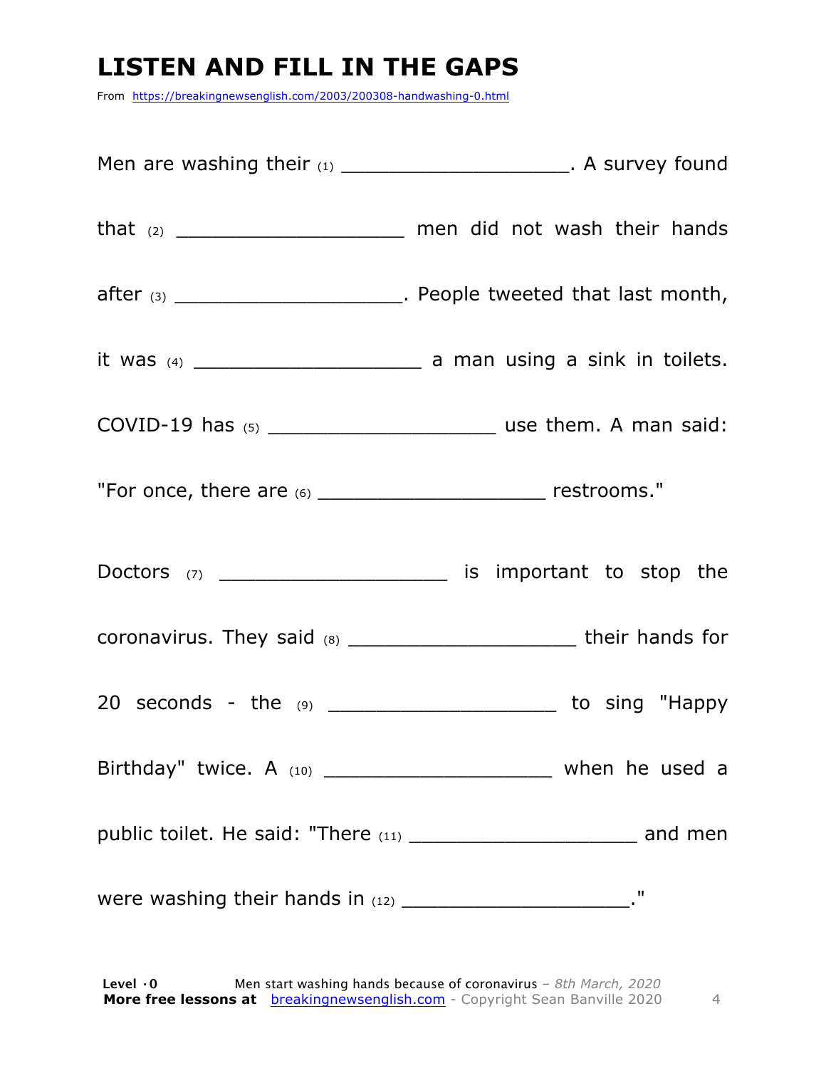# LISTEN AND FILL IN THE GAPS

From https://breakingnewsenglish.com/2003/200308-handwashing-0.html

Men are washing their (1) ____________________. A survey found that (2) ____________________ men did not wash their hands after (3) ____________________. People tweeted that last month, it was (4) ____________________ a man using a sink in toilets. COVID-19 has (5) ____________________ use them. A man said: "For once, there are (6) ____________________ restrooms."

Doctors (7) ____________________ is important to stop the coronavirus. They said (8) ____________________ their hands for 20 seconds - the (9) ____________________ to sing "Happy Birthday" twice. A (10) ____________________ when he used a public toilet. He said: "There (11) ____________________ and men were washing their hands in (12) ____________________."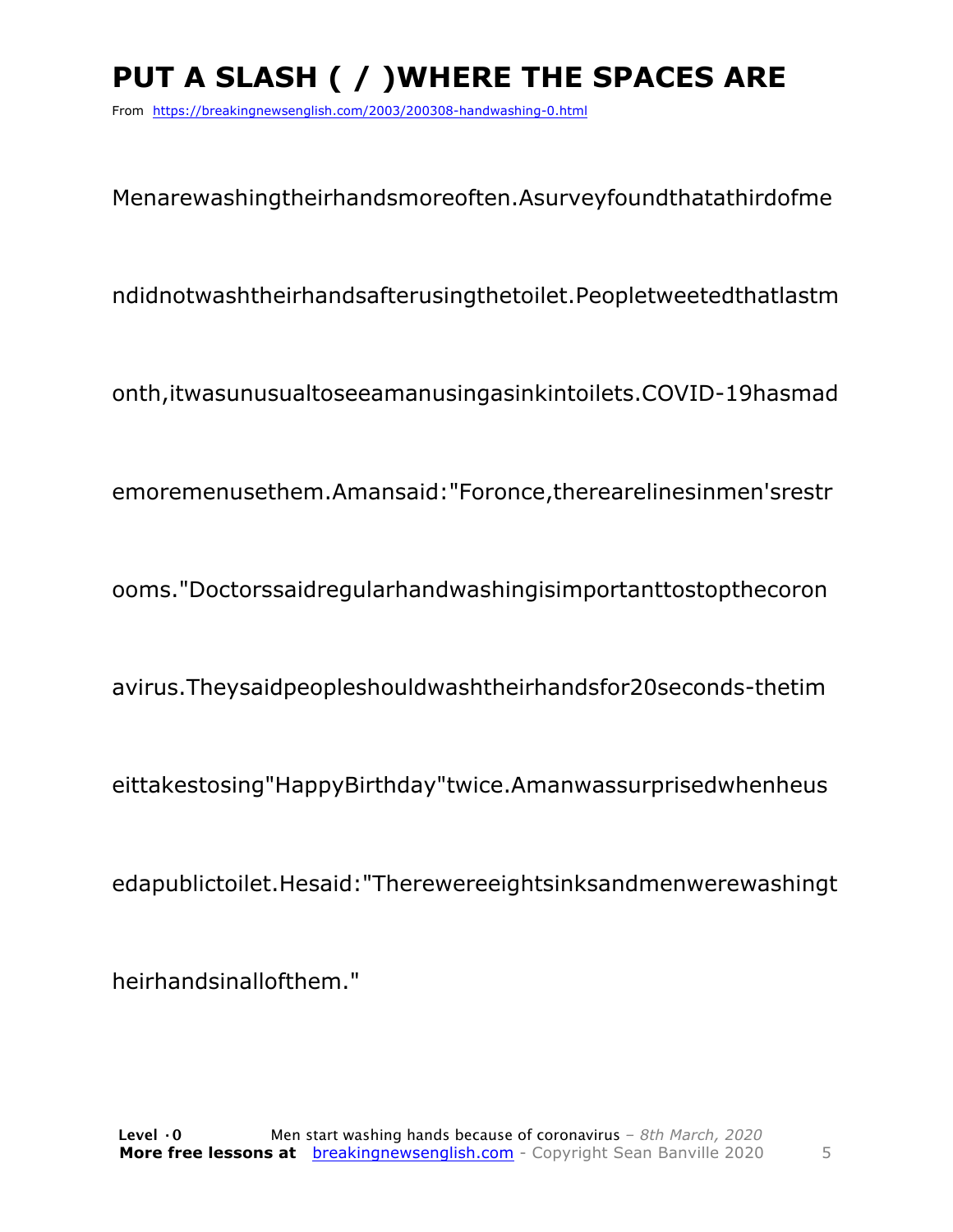# PUT A SLASH ( / )WHERE THE SPACES ARE

From https://breakingnewsenglish.com/2003/200308-handwashing-0.html

Menarewashingtheirhandsmoreoften.Asurveyfoundthatathirdofme

ndidnotwashtheirhandsafterusingthetoilet.Peopletweetedthatlastm

onth,itwasunusualtoseeamanusingasinkintoilets.COVID-19hasmad

emoremenusethem.Amansaid:"Foronce,therearelinesinmen'srestr

ooms."Doctorssaidregularhandwashingisimportanttostopthecoron

avirus.Theysaidpeopleshouldwashtheirhandsfor20seconds-thetim

eittakestosing"HappyBirthday"twice.Amanwassurprisedwhenheus

edapublictoilet.Hesaid:"Therewereeightsinksandmenwerewashingt

heirhandsinallofthem."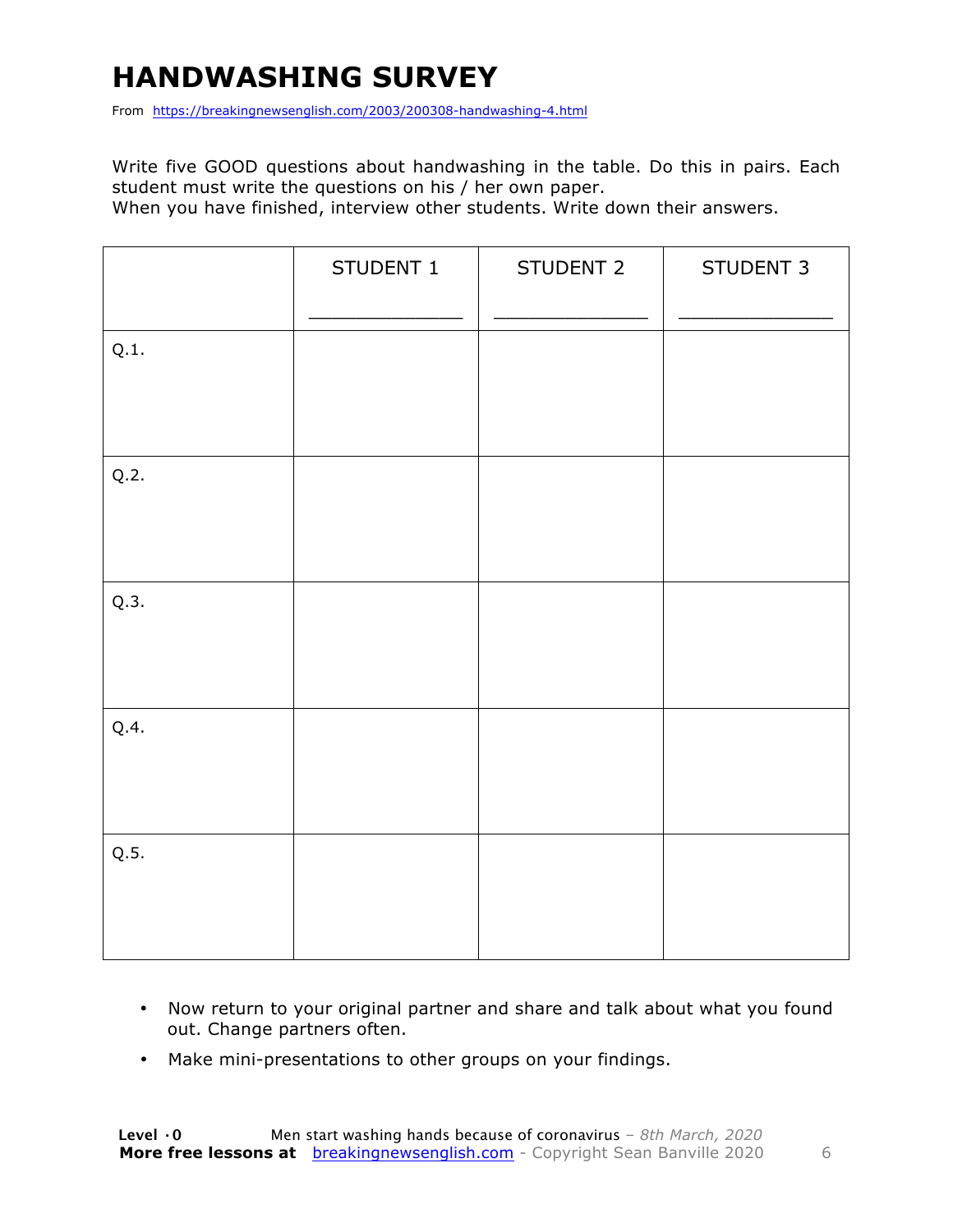# HANDWASHING SURVEY

From https://breakingnewsenglish.com/2003/200308-handwashing-4.html

Write five GOOD questions about handwashing in the table. Do this in pairs. Each student must write the questions on his / her own paper.
When you have finished, interview other students. Write down their answers.

| | STUDENT 1<br>_______________ | STUDENT 2<br>_______________ | STUDENT 3<br>_______________ |
|---|---|---|---|
| Q.1. | | | |
| Q.2. | | | |
| Q.3. | | | |
| Q.4. | | | |
| Q.5. | | | |

- Now return to your original partner and share and talk about what you found out. Change partners often.
- Make mini-presentations to other groups on your findings.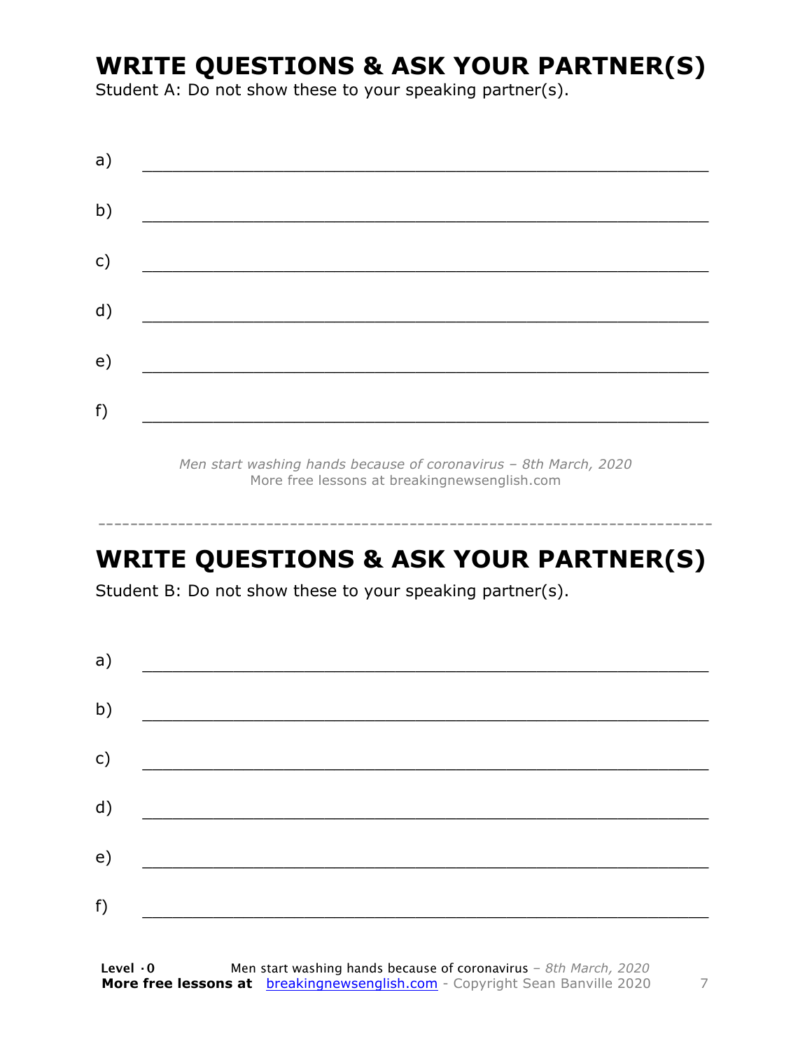## WRITE QUESTIONS & ASK YOUR PARTNER(S)

Student A: Do not show these to your speaking partner(s).

a) ________________________________________________________________

b) ________________________________________________________________

c) ________________________________________________________________

d) ________________________________________________________________

e) ________________________________________________________________

f) ________________________________________________________________

*Men start washing hands because of coronavirus – 8th March, 2020*
More free lessons at breakingnewsenglish.com

---

## WRITE QUESTIONS & ASK YOUR PARTNER(S)

Student B: Do not show these to your speaking partner(s).

a) ________________________________________________________________

b) ________________________________________________________________

c) ________________________________________________________________

d) ________________________________________________________________

e) ________________________________________________________________

f) ________________________________________________________________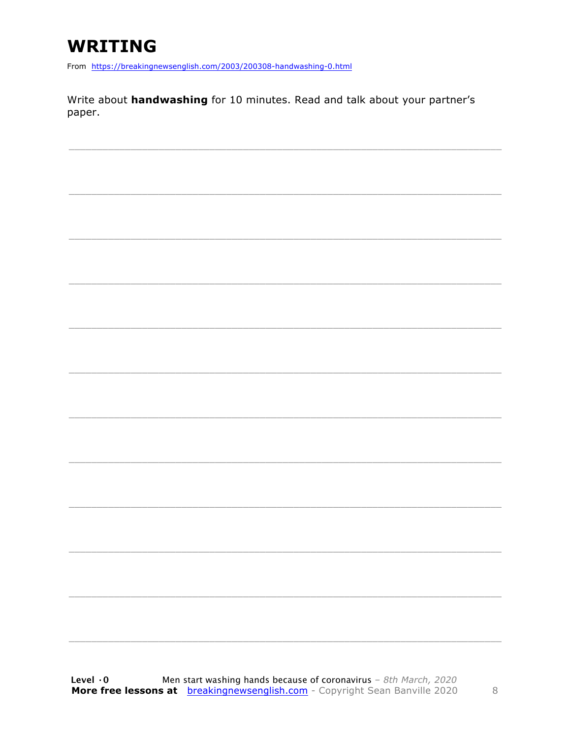# WRITING

From https://breakingnewsenglish.com/2003/200308-handwashing-0.html

Write about **handwashing** for 10 minutes. Read and talk about your partner's paper.